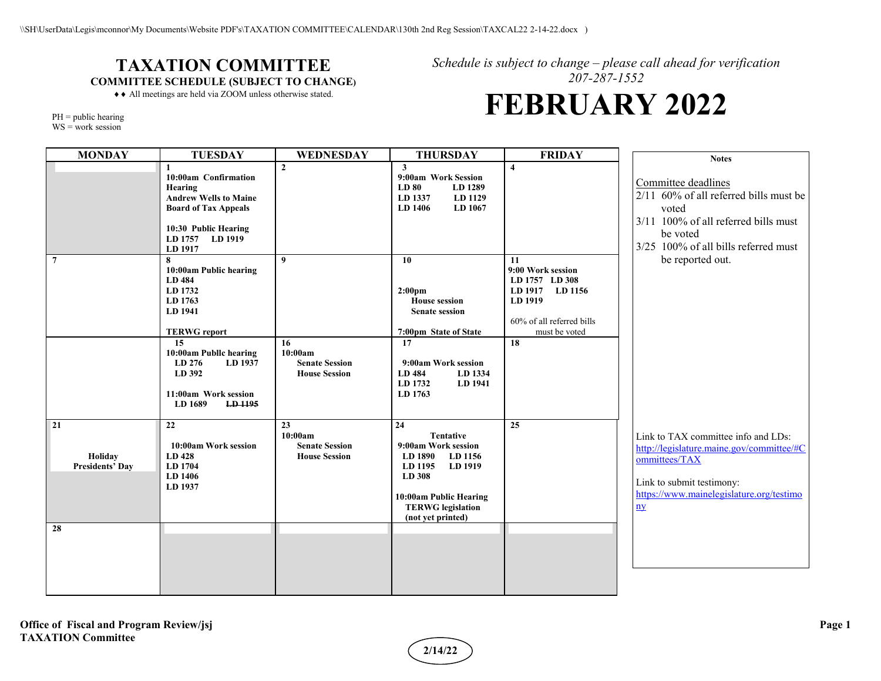# TAXATION COMMITTEE

**COMMITTEE SCHEDULE (SUBJECT TO CHANGE)**

♦♦ All meetings are held via ZOOM unless otherwise stated.

PH = public hearing
WS = work session

*Schedule is subject to change – please call ahead for verification*
*207-287-1552*

# FEBRUARY 2022

| MONDAY | TUESDAY | WEDNESDAY | THURSDAY | FRIDAY |
|---|---|---|---|---|
| | **1**<br>**10:00am Confirmation Hearing**<br>**Andrew Wells to Maine Board of Tax Appeals**<br><br>**10:30 Public Hearing**<br>**LD 1757 LD 1919**<br>**LD 1917** | **2** | **3**<br>**9:00am Work Session**<br>**LD 80 LD 1289**<br>**LD 1337 LD 1129**<br>**LD 1406 LD 1067** | **4** |
| **7** | **8**<br>**10:00am Public hearing**<br>**LD 484**<br>**LD 1732**<br>**LD 1763**<br>**LD 1941**<br><br>**TERWG report** | **9** | **10**<br><br>**2:00pm**<br>**House session**<br>**Senate session**<br><br>**7:00pm State of State** | **11**<br>**9:00 Work session**<br>**LD 1757 LD 308**<br>**LD 1917 LD 1156**<br>**LD 1919**<br><br>60% of all referred bills must be voted |
| | **15**<br>**10:00am Publlc hearing**<br>**LD 276 LD 1937**<br>**LD 392**<br><br>**11:00am Work session**<br>**LD 1689** ~~**LD 1195**~~ | **16**<br>**10:00am**<br>**Senate Session**<br>**House Session** | **17**<br>**9:00am Work session**<br>**LD 484 LD 1334**<br>**LD 1732 LD 1941**<br>**LD 1763** | **18** |
| **21**<br><br>**Holiday**<br>**Presidents' Day** | **22**<br>**10:00am Work session**<br>**LD 428**<br>**LD 1704**<br>**LD 1406**<br>**LD 1937** | **23**<br>**10:00am**<br>**Senate Session**<br>**House Session** | **24**<br>**Tentative**<br>**9:00am Work session**<br>**LD 1890 LD 1156**<br>**LD 1195 LD 1919**<br>**LD 308**<br><br>**10:00am Public Hearing**<br>**TERWG legislation (not yet printed)** | **25** |
| **28** | | | | |

**Notes**

Committee deadlines
- 2/11 60% of all referred bills must be voted
- 3/11 100% of all referred bills must be voted
- 3/25 100% of all bills referred must be reported out.

Link to TAX committee info and LDs: http://legislature.maine.gov/committee/#Committees/TAX

Link to submit testimony: https://www.mainelegislature.org/testimony

**Office of Fiscal and Program Review/jsj**
**TAXATION Committee**

**2/14/22**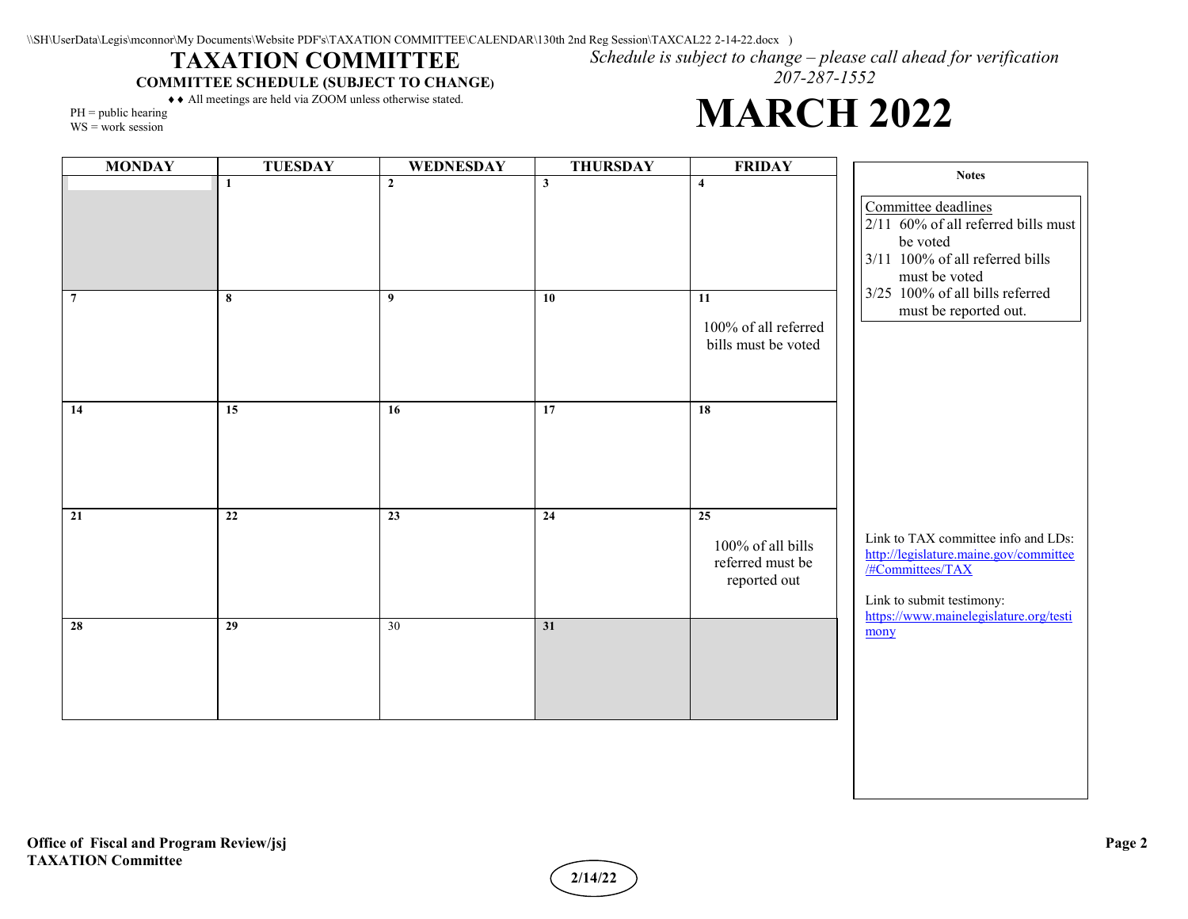\\SH\UserData\Legis\mconnor\My Documents\Website PDF's\TAXATION COMMITTEE\CALENDAR\130th 2nd Reg Session\TAXCAL22 2-14-22.docx )

# TAXATION COMMITTEE

**COMMITTEE SCHEDULE (SUBJECT TO CHANGE)**

♦♦ All meetings are held via ZOOM unless otherwise stated.

PH = public hearing
WS = work session

*Schedule is subject to change – please call ahead for verification*
*207-287-1552*

# MARCH 2022

| MONDAY | TUESDAY | WEDNESDAY | THURSDAY | FRIDAY |
|---|---|---|---|---|
| | 1 | 2 | 3 | 4 |
| 7 | 8 | 9 | 10 | 11<br>100% of all referred bills must be voted |
| 14 | 15 | 16 | 17 | 18 |
| 21 | 22 | 23 | 24 | 25<br>100% of all bills referred must be reported out |
| 28 | 29 | 30 | 31 | |

**Notes**

Committee deadlines
- 2/11 60% of all referred bills must be voted
- 3/11 100% of all referred bills must be voted
- 3/25 100% of all bills referred must be reported out.

Link to TAX committee info and LDs: http://legislature.maine.gov/committee/#Committees/TAX

Link to submit testimony: https://www.mainelegislature.org/testimony

**Office of Fiscal and Program Review/jsj**
**TAXATION Committee**

**2/14/22**